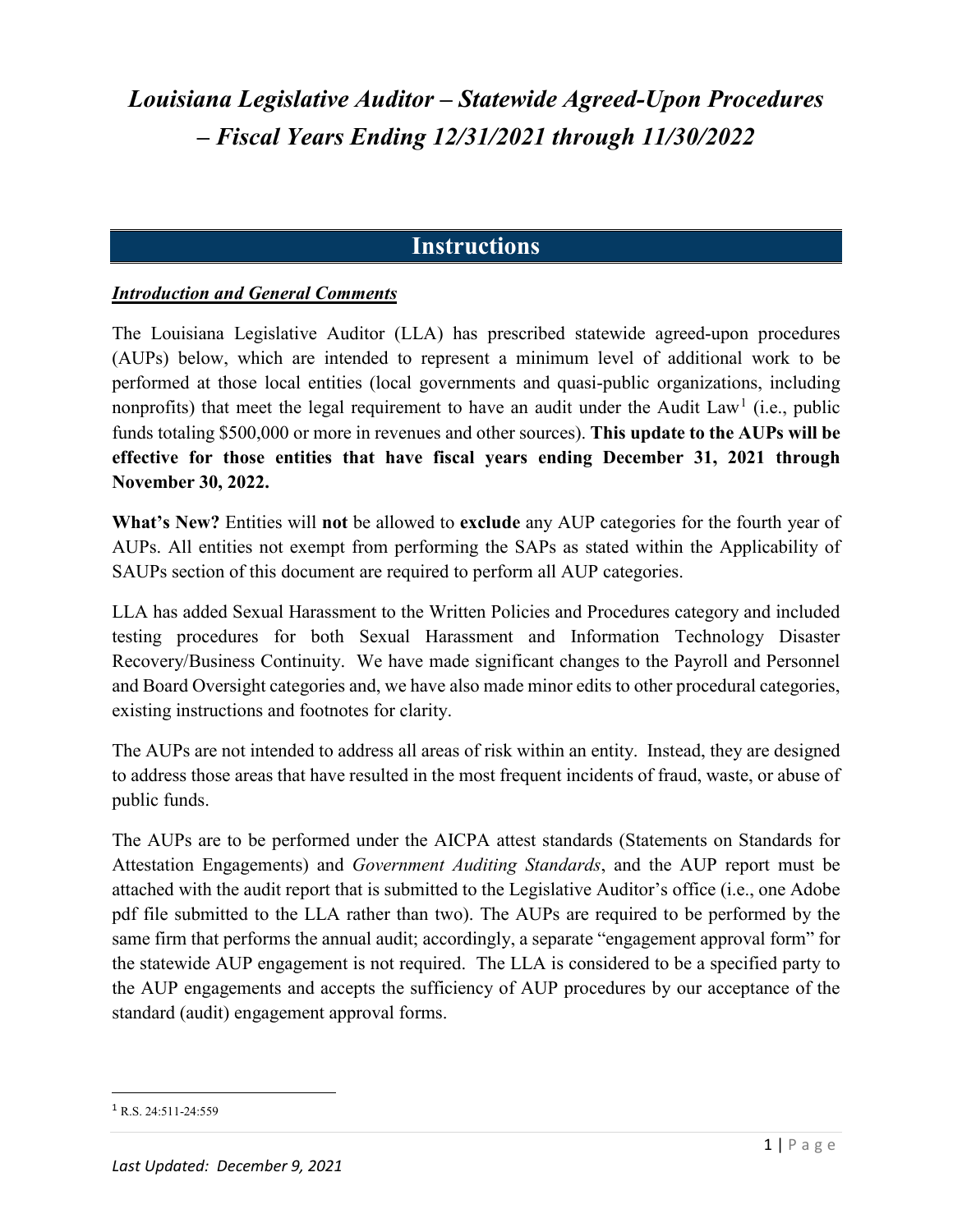# *Louisiana Legislative Auditor – Statewide Agreed-Upon Procedures – Fiscal Years Ending 12/31/2021 through 11/30/2022*

## Instructions

***Introduction and General Comments***

The Louisiana Legislative Auditor (LLA) has prescribed statewide agreed-upon procedures (AUPs) below, which are intended to represent a minimum level of additional work to be performed at those local entities (local governments and quasi-public organizations, including nonprofits) that meet the legal requirement to have an audit under the Audit Law[1] (i.e., public funds totaling $500,000 or more in revenues and other sources). **This update to the AUPs will be effective for those entities that have fiscal years ending December 31, 2021 through November 30, 2022.**

**What's New?** Entities will **not** be allowed to **exclude** any AUP categories for the fourth year of AUPs. All entities not exempt from performing the SAPs as stated within the Applicability of SAUPs section of this document are required to perform all AUP categories.

LLA has added Sexual Harassment to the Written Policies and Procedures category and included testing procedures for both Sexual Harassment and Information Technology Disaster Recovery/Business Continuity. We have made significant changes to the Payroll and Personnel and Board Oversight categories and, we have also made minor edits to other procedural categories, existing instructions and footnotes for clarity.

The AUPs are not intended to address all areas of risk within an entity. Instead, they are designed to address those areas that have resulted in the most frequent incidents of fraud, waste, or abuse of public funds.

The AUPs are to be performed under the AICPA attest standards (Statements on Standards for Attestation Engagements) and *Government Auditing Standards*, and the AUP report must be attached with the audit report that is submitted to the Legislative Auditor's office (i.e., one Adobe pdf file submitted to the LLA rather than two). The AUPs are required to be performed by the same firm that performs the annual audit; accordingly, a separate "engagement approval form" for the statewide AUP engagement is not required. The LLA is considered to be a specified party to the AUP engagements and accepts the sufficiency of AUP procedures by our acceptance of the standard (audit) engagement approval forms.

---

[1] R.S. 24:511-24:559

*Last Updated: December 9, 2021*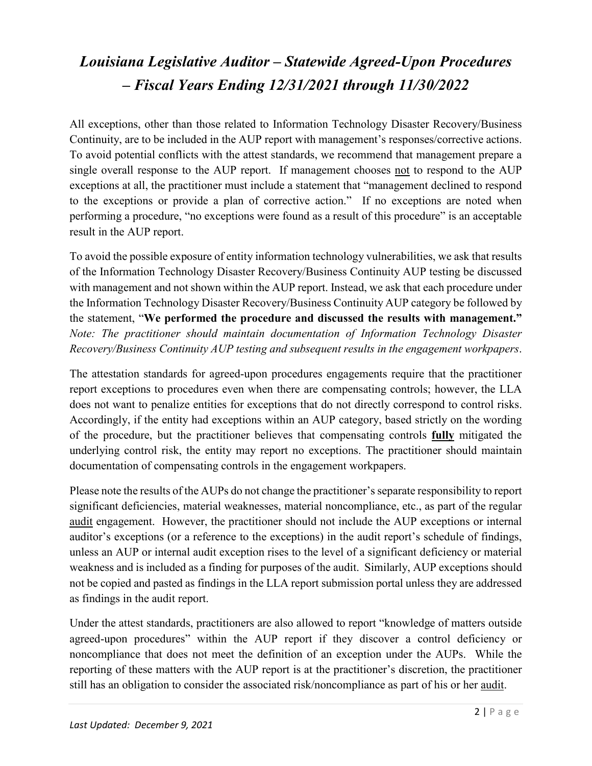# *Louisiana Legislative Auditor – Statewide Agreed-Upon Procedures – Fiscal Years Ending 12/31/2021 through 11/30/2022*

All exceptions, other than those related to Information Technology Disaster Recovery/Business Continuity, are to be included in the AUP report with management's responses/corrective actions. To avoid potential conflicts with the attest standards, we recommend that management prepare a single overall response to the AUP report. If management chooses not to respond to the AUP exceptions at all, the practitioner must include a statement that "management declined to respond to the exceptions or provide a plan of corrective action." If no exceptions are noted when performing a procedure, "no exceptions were found as a result of this procedure" is an acceptable result in the AUP report.

To avoid the possible exposure of entity information technology vulnerabilities, we ask that results of the Information Technology Disaster Recovery/Business Continuity AUP testing be discussed with management and not shown within the AUP report. Instead, we ask that each procedure under the Information Technology Disaster Recovery/Business Continuity AUP category be followed by the statement, "**We performed the procedure and discussed the results with management.**" *Note: The practitioner should maintain documentation of Information Technology Disaster Recovery/Business Continuity AUP testing and subsequent results in the engagement workpapers*.

The attestation standards for agreed-upon procedures engagements require that the practitioner report exceptions to procedures even when there are compensating controls; however, the LLA does not want to penalize entities for exceptions that do not directly correspond to control risks. Accordingly, if the entity had exceptions within an AUP category, based strictly on the wording of the procedure, but the practitioner believes that compensating controls **fully** mitigated the underlying control risk, the entity may report no exceptions. The practitioner should maintain documentation of compensating controls in the engagement workpapers.

Please note the results of the AUPs do not change the practitioner's separate responsibility to report significant deficiencies, material weaknesses, material noncompliance, etc., as part of the regular audit engagement. However, the practitioner should not include the AUP exceptions or internal auditor's exceptions (or a reference to the exceptions) in the audit report's schedule of findings, unless an AUP or internal audit exception rises to the level of a significant deficiency or material weakness and is included as a finding for purposes of the audit. Similarly, AUP exceptions should not be copied and pasted as findings in the LLA report submission portal unless they are addressed as findings in the audit report.

Under the attest standards, practitioners are also allowed to report "knowledge of matters outside agreed-upon procedures" within the AUP report if they discover a control deficiency or noncompliance that does not meet the definition of an exception under the AUPs. While the reporting of these matters with the AUP report is at the practitioner's discretion, the practitioner still has an obligation to consider the associated risk/noncompliance as part of his or her audit.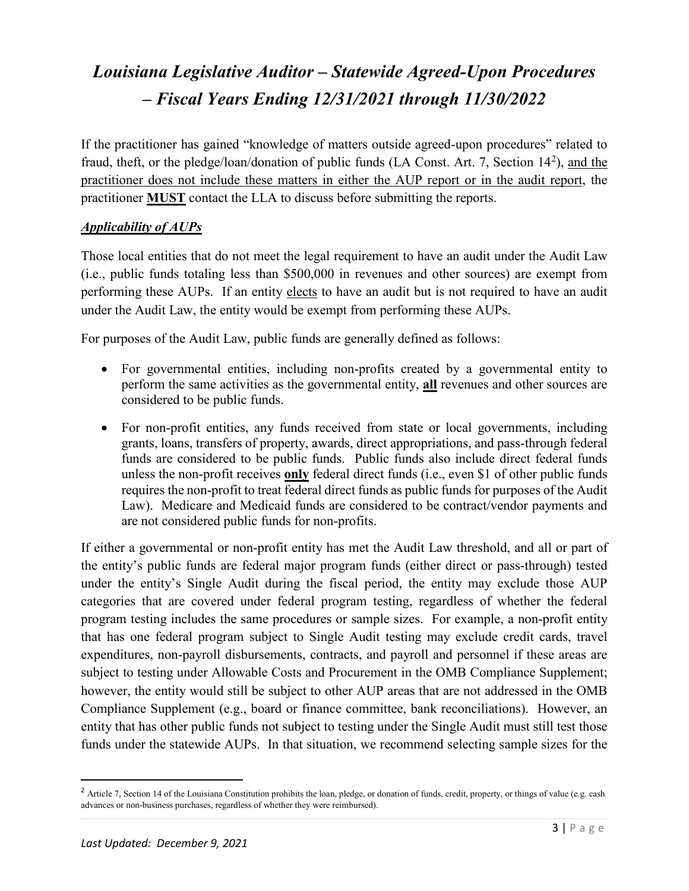# *Louisiana Legislative Auditor – Statewide Agreed-Upon Procedures – Fiscal Years Ending 12/31/2021 through 11/30/2022*

If the practitioner has gained "knowledge of matters outside agreed-upon procedures" related to fraud, theft, or the pledge/loan/donation of public funds (LA Const. Art. 7, Section 14[2]), <u>and the practitioner does not include these matters in either the AUP report or in the audit report</u>, the practitioner **<u>MUST</u>** contact the LLA to discuss before submitting the reports.

### ***<u>Applicability of AUPs</u>***

Those local entities that do not meet the legal requirement to have an audit under the Audit Law (i.e., public funds totaling less than $500,000 in revenues and other sources) are exempt from performing these AUPs. If an entity <u>elects</u> to have an audit but is not required to have an audit under the Audit Law, the entity would be exempt from performing these AUPs.

For purposes of the Audit Law, public funds are generally defined as follows:

- For governmental entities, including non-profits created by a governmental entity to perform the same activities as the governmental entity, **<u>all</u>** revenues and other sources are considered to be public funds.
- For non-profit entities, any funds received from state or local governments, including grants, loans, transfers of property, awards, direct appropriations, and pass-through federal funds are considered to be public funds. Public funds also include direct federal funds unless the non-profit receives **<u>only</u>** federal direct funds (i.e., even $1 of other public funds requires the non-profit to treat federal direct funds as public funds for purposes of the Audit Law). Medicare and Medicaid funds are considered to be contract/vendor payments and are not considered public funds for non-profits.

If either a governmental or non-profit entity has met the Audit Law threshold, and all or part of the entity's public funds are federal major program funds (either direct or pass-through) tested under the entity's Single Audit during the fiscal period, the entity may exclude those AUP categories that are covered under federal program testing, regardless of whether the federal program testing includes the same procedures or sample sizes. For example, a non-profit entity that has one federal program subject to Single Audit testing may exclude credit cards, travel expenditures, non-payroll disbursements, contracts, and payroll and personnel if these areas are subject to testing under Allowable Costs and Procurement in the OMB Compliance Supplement; however, the entity would still be subject to other AUP areas that are not addressed in the OMB Compliance Supplement (e.g., board or finance committee, bank reconciliations). However, an entity that has other public funds not subject to testing under the Single Audit must still test those funds under the statewide AUPs. In that situation, we recommend selecting sample sizes for the

---

[2] Article 7, Section 14 of the Louisiana Constitution prohibits the loan, pledge, or donation of funds, credit, property, or things of value (e.g. cash advances or non-business purchases, regardless of whether they were reimbursed).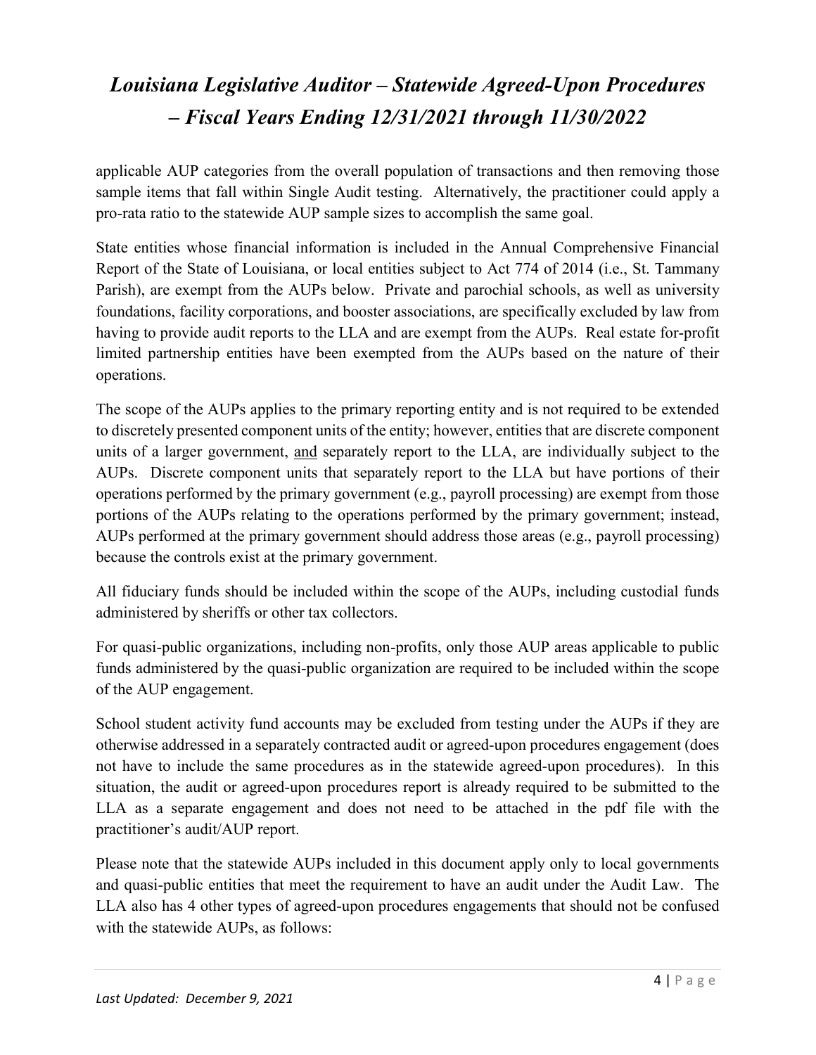applicable AUP categories from the overall population of transactions and then removing those sample items that fall within Single Audit testing. Alternatively, the practitioner could apply a pro-rata ratio to the statewide AUP sample sizes to accomplish the same goal.

State entities whose financial information is included in the Annual Comprehensive Financial Report of the State of Louisiana, or local entities subject to Act 774 of 2014 (i.e., St. Tammany Parish), are exempt from the AUPs below. Private and parochial schools, as well as university foundations, facility corporations, and booster associations, are specifically excluded by law from having to provide audit reports to the LLA and are exempt from the AUPs. Real estate for-profit limited partnership entities have been exempted from the AUPs based on the nature of their operations.

The scope of the AUPs applies to the primary reporting entity and is not required to be extended to discretely presented component units of the entity; however, entities that are discrete component units of a larger government, <u>and</u> separately report to the LLA, are individually subject to the AUPs. Discrete component units that separately report to the LLA but have portions of their operations performed by the primary government (e.g., payroll processing) are exempt from those portions of the AUPs relating to the operations performed by the primary government; instead, AUPs performed at the primary government should address those areas (e.g., payroll processing) because the controls exist at the primary government.

All fiduciary funds should be included within the scope of the AUPs, including custodial funds administered by sheriffs or other tax collectors.

For quasi-public organizations, including non-profits, only those AUP areas applicable to public funds administered by the quasi-public organization are required to be included within the scope of the AUP engagement.

School student activity fund accounts may be excluded from testing under the AUPs if they are otherwise addressed in a separately contracted audit or agreed-upon procedures engagement (does not have to include the same procedures as in the statewide agreed-upon procedures). In this situation, the audit or agreed-upon procedures report is already required to be submitted to the LLA as a separate engagement and does not need to be attached in the pdf file with the practitioner's audit/AUP report.

Please note that the statewide AUPs included in this document apply only to local governments and quasi-public entities that meet the requirement to have an audit under the Audit Law. The LLA also has 4 other types of agreed-upon procedures engagements that should not be confused with the statewide AUPs, as follows: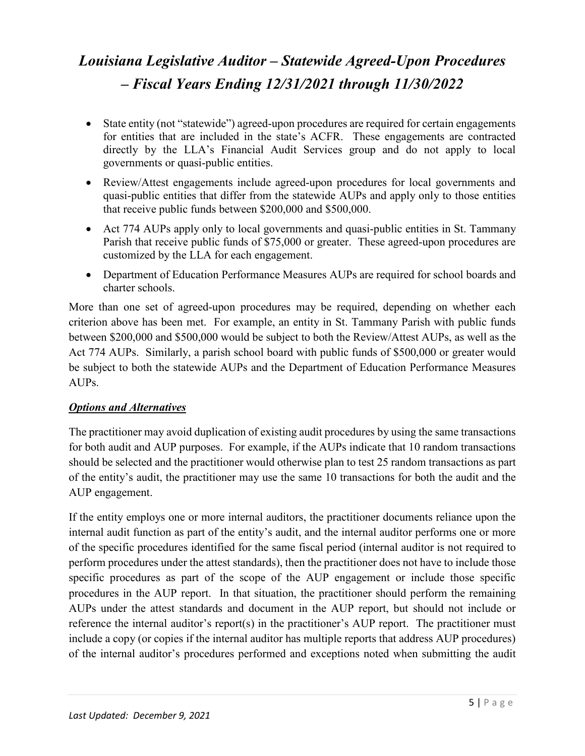- State entity (not "statewide") agreed-upon procedures are required for certain engagements for entities that are included in the state's ACFR. These engagements are contracted directly by the LLA's Financial Audit Services group and do not apply to local governments or quasi-public entities.
- Review/Attest engagements include agreed-upon procedures for local governments and quasi-public entities that differ from the statewide AUPs and apply only to those entities that receive public funds between $200,000 and $500,000.
- Act 774 AUPs apply only to local governments and quasi-public entities in St. Tammany Parish that receive public funds of $75,000 or greater. These agreed-upon procedures are customized by the LLA for each engagement.
- Department of Education Performance Measures AUPs are required for school boards and charter schools.

More than one set of agreed-upon procedures may be required, depending on whether each criterion above has been met. For example, an entity in St. Tammany Parish with public funds between $200,000 and $500,000 would be subject to both the Review/Attest AUPs, as well as the Act 774 AUPs. Similarly, a parish school board with public funds of $500,000 or greater would be subject to both the statewide AUPs and the Department of Education Performance Measures AUPs.

***Options and Alternatives***

The practitioner may avoid duplication of existing audit procedures by using the same transactions for both audit and AUP purposes. For example, if the AUPs indicate that 10 random transactions should be selected and the practitioner would otherwise plan to test 25 random transactions as part of the entity's audit, the practitioner may use the same 10 transactions for both the audit and the AUP engagement.

If the entity employs one or more internal auditors, the practitioner documents reliance upon the internal audit function as part of the entity's audit, and the internal auditor performs one or more of the specific procedures identified for the same fiscal period (internal auditor is not required to perform procedures under the attest standards), then the practitioner does not have to include those specific procedures as part of the scope of the AUP engagement or include those specific procedures in the AUP report. In that situation, the practitioner should perform the remaining AUPs under the attest standards and document in the AUP report, but should not include or reference the internal auditor's report(s) in the practitioner's AUP report. The practitioner must include a copy (or copies if the internal auditor has multiple reports that address AUP procedures) of the internal auditor's procedures performed and exceptions noted when submitting the audit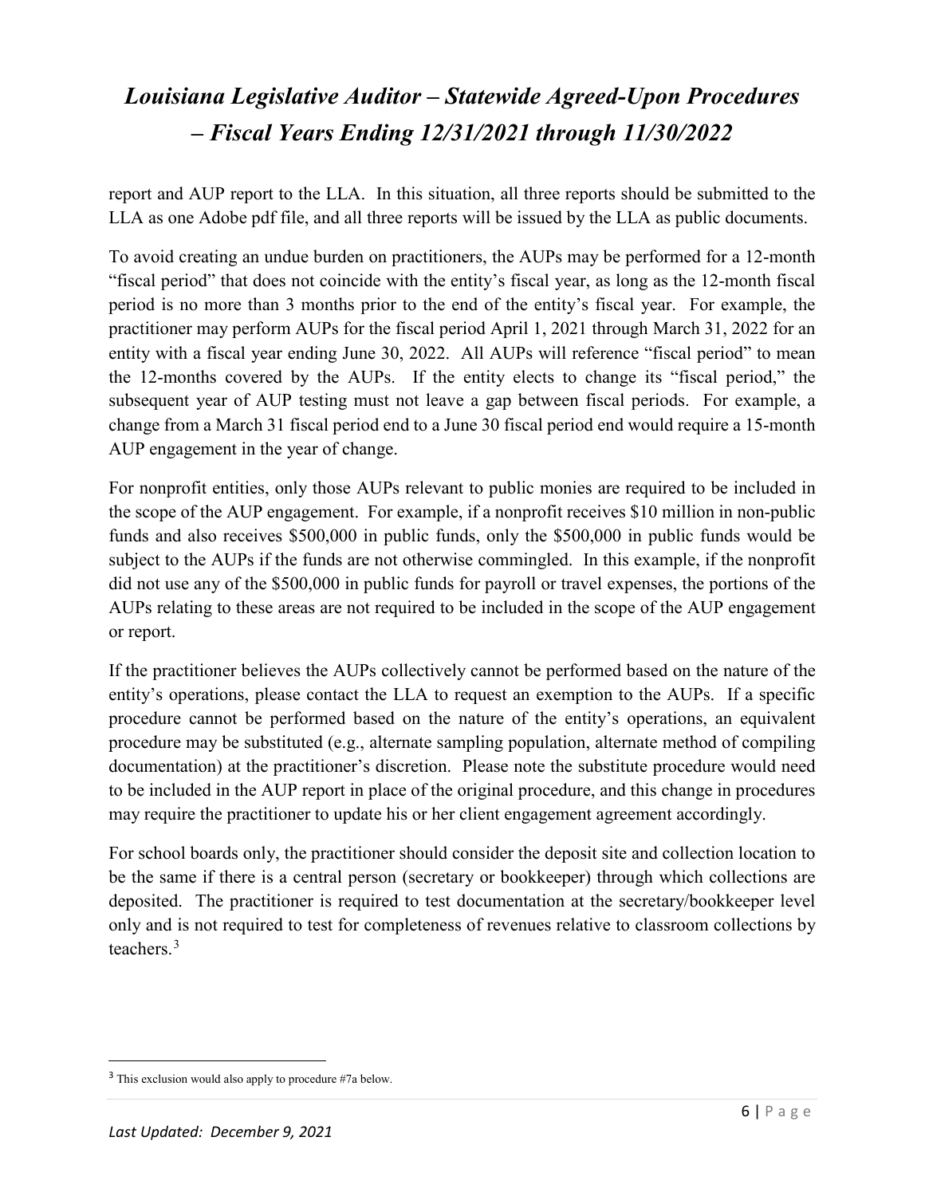report and AUP report to the LLA. In this situation, all three reports should be submitted to the LLA as one Adobe pdf file, and all three reports will be issued by the LLA as public documents.

To avoid creating an undue burden on practitioners, the AUPs may be performed for a 12-month "fiscal period" that does not coincide with the entity's fiscal year, as long as the 12-month fiscal period is no more than 3 months prior to the end of the entity's fiscal year. For example, the practitioner may perform AUPs for the fiscal period April 1, 2021 through March 31, 2022 for an entity with a fiscal year ending June 30, 2022. All AUPs will reference "fiscal period" to mean the 12-months covered by the AUPs. If the entity elects to change its "fiscal period," the subsequent year of AUP testing must not leave a gap between fiscal periods. For example, a change from a March 31 fiscal period end to a June 30 fiscal period end would require a 15-month AUP engagement in the year of change.

For nonprofit entities, only those AUPs relevant to public monies are required to be included in the scope of the AUP engagement. For example, if a nonprofit receives $10 million in non-public funds and also receives $500,000 in public funds, only the $500,000 in public funds would be subject to the AUPs if the funds are not otherwise commingled. In this example, if the nonprofit did not use any of the $500,000 in public funds for payroll or travel expenses, the portions of the AUPs relating to these areas are not required to be included in the scope of the AUP engagement or report.

If the practitioner believes the AUPs collectively cannot be performed based on the nature of the entity's operations, please contact the LLA to request an exemption to the AUPs. If a specific procedure cannot be performed based on the nature of the entity's operations, an equivalent procedure may be substituted (e.g., alternate sampling population, alternate method of compiling documentation) at the practitioner's discretion. Please note the substitute procedure would need to be included in the AUP report in place of the original procedure, and this change in procedures may require the practitioner to update his or her client engagement agreement accordingly.

For school boards only, the practitioner should consider the deposit site and collection location to be the same if there is a central person (secretary or bookkeeper) through which collections are deposited. The practitioner is required to test documentation at the secretary/bookkeeper level only and is not required to test for completeness of revenues relative to classroom collections by teachers.[3]

---

[3] This exclusion would also apply to procedure #7a below.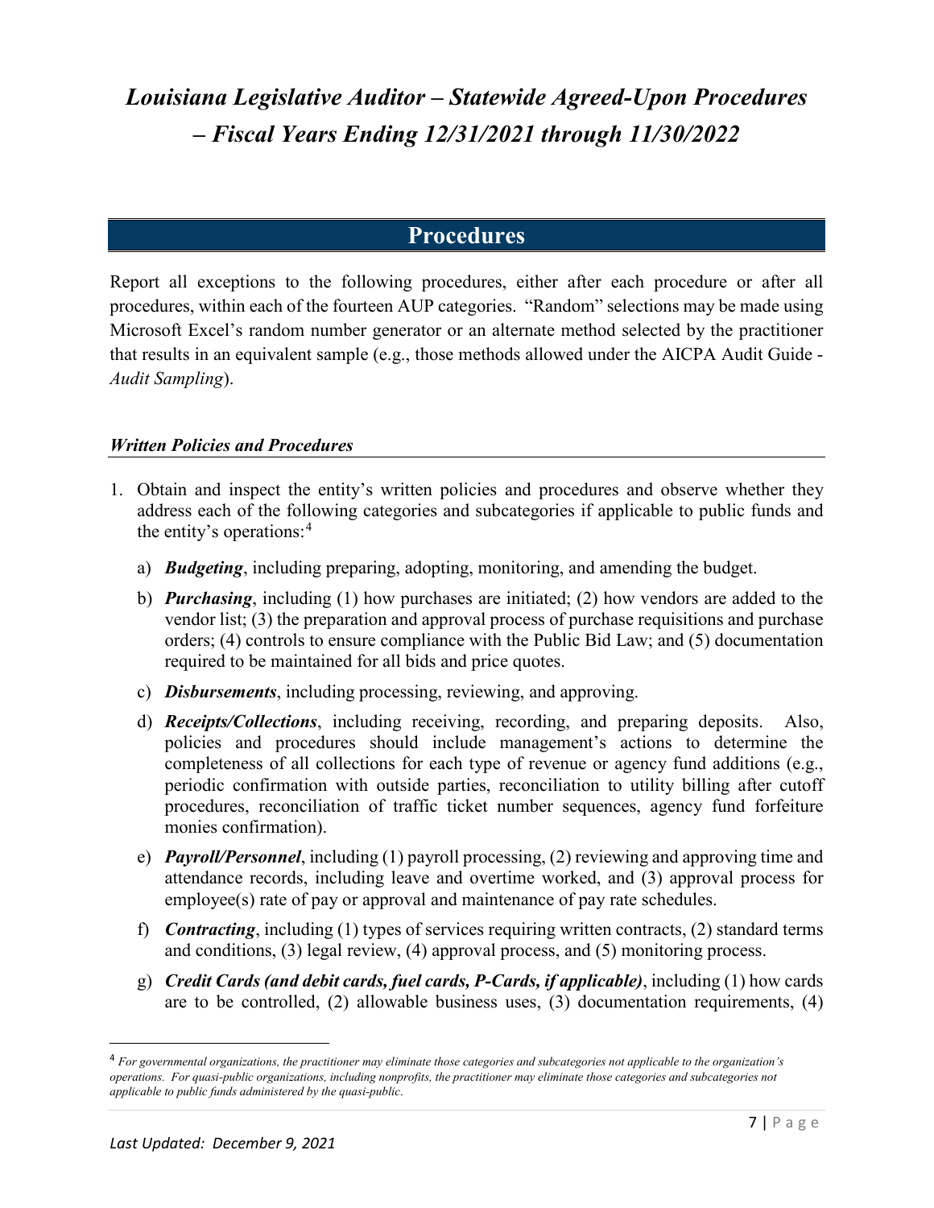# *Louisiana Legislative Auditor – Statewide Agreed-Upon Procedures – Fiscal Years Ending 12/31/2021 through 11/30/2022*

## Procedures

Report all exceptions to the following procedures, either after each procedure or after all procedures, within each of the fourteen AUP categories. "Random" selections may be made using Microsoft Excel's random number generator or an alternate method selected by the practitioner that results in an equivalent sample (e.g., those methods allowed under the AICPA Audit Guide - *Audit Sampling*).

### *Written Policies and Procedures*

1. Obtain and inspect the entity's written policies and procedures and observe whether they address each of the following categories and subcategories if applicable to public funds and the entity's operations:[4]

   a) ***Budgeting***, including preparing, adopting, monitoring, and amending the budget.

   b) ***Purchasing***, including (1) how purchases are initiated; (2) how vendors are added to the vendor list; (3) the preparation and approval process of purchase requisitions and purchase orders; (4) controls to ensure compliance with the Public Bid Law; and (5) documentation required to be maintained for all bids and price quotes.

   c) ***Disbursements***, including processing, reviewing, and approving.

   d) ***Receipts/Collections***, including receiving, recording, and preparing deposits. Also, policies and procedures should include management's actions to determine the completeness of all collections for each type of revenue or agency fund additions (e.g., periodic confirmation with outside parties, reconciliation to utility billing after cutoff procedures, reconciliation of traffic ticket number sequences, agency fund forfeiture monies confirmation).

   e) ***Payroll/Personnel***, including (1) payroll processing, (2) reviewing and approving time and attendance records, including leave and overtime worked, and (3) approval process for employee(s) rate of pay or approval and maintenance of pay rate schedules.

   f) ***Contracting***, including (1) types of services requiring written contracts, (2) standard terms and conditions, (3) legal review, (4) approval process, and (5) monitoring process.

   g) ***Credit Cards (and debit cards, fuel cards, P-Cards, if applicable)***, including (1) how cards are to be controlled, (2) allowable business uses, (3) documentation requirements, (4)

---

[4] *For governmental organizations, the practitioner may eliminate those categories and subcategories not applicable to the organization's operations. For quasi-public organizations, including nonprofits, the practitioner may eliminate those categories and subcategories not applicable to public funds administered by the quasi-public.*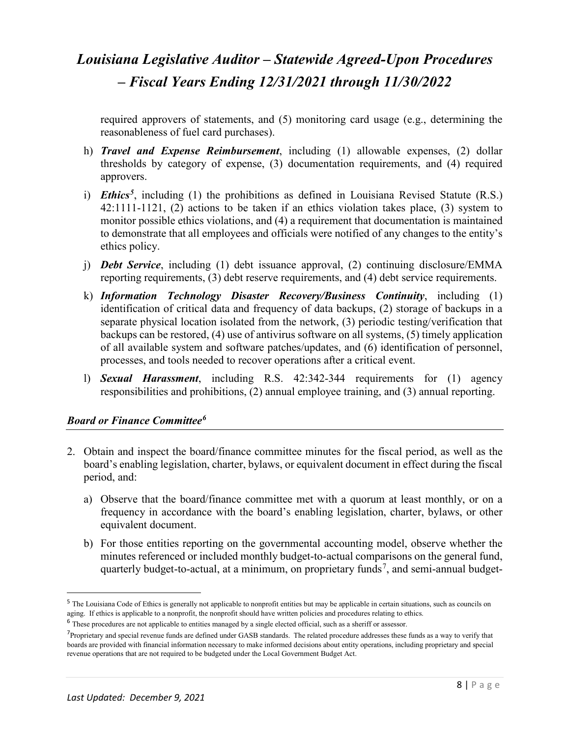required approvers of statements, and (5) monitoring card usage (e.g., determining the reasonableness of fuel card purchases).

h) ***Travel and Expense Reimbursement***, including (1) allowable expenses, (2) dollar thresholds by category of expense, (3) documentation requirements, and (4) required approvers.

i) ***Ethics***[5], including (1) the prohibitions as defined in Louisiana Revised Statute (R.S.) 42:1111-1121, (2) actions to be taken if an ethics violation takes place, (3) system to monitor possible ethics violations, and (4) a requirement that documentation is maintained to demonstrate that all employees and officials were notified of any changes to the entity's ethics policy.

j) ***Debt Service***, including (1) debt issuance approval, (2) continuing disclosure/EMMA reporting requirements, (3) debt reserve requirements, and (4) debt service requirements.

k) ***Information Technology Disaster Recovery/Business Continuity***, including (1) identification of critical data and frequency of data backups, (2) storage of backups in a separate physical location isolated from the network, (3) periodic testing/verification that backups can be restored, (4) use of antivirus software on all systems, (5) timely application of all available system and software patches/updates, and (6) identification of personnel, processes, and tools needed to recover operations after a critical event.

l) ***Sexual Harassment***, including R.S. 42:342-344 requirements for (1) agency responsibilities and prohibitions, (2) annual employee training, and (3) annual reporting.

### *Board or Finance Committee*[6]

2. Obtain and inspect the board/finance committee minutes for the fiscal period, as well as the board's enabling legislation, charter, bylaws, or equivalent document in effect during the fiscal period, and:

   a) Observe that the board/finance committee met with a quorum at least monthly, or on a frequency in accordance with the board's enabling legislation, charter, bylaws, or other equivalent document.

   b) For those entities reporting on the governmental accounting model, observe whether the minutes referenced or included monthly budget-to-actual comparisons on the general fund, quarterly budget-to-actual, at a minimum, on proprietary funds[7], and semi-annual budget-

---

[5] The Louisiana Code of Ethics is generally not applicable to nonprofit entities but may be applicable in certain situations, such as councils on aging. If ethics is applicable to a nonprofit, the nonprofit should have written policies and procedures relating to ethics.

[6] These procedures are not applicable to entities managed by a single elected official, such as a sheriff or assessor.

[7] Proprietary and special revenue funds are defined under GASB standards. The related procedure addresses these funds as a way to verify that boards are provided with financial information necessary to make informed decisions about entity operations, including proprietary and special revenue operations that are not required to be budgeted under the Local Government Budget Act.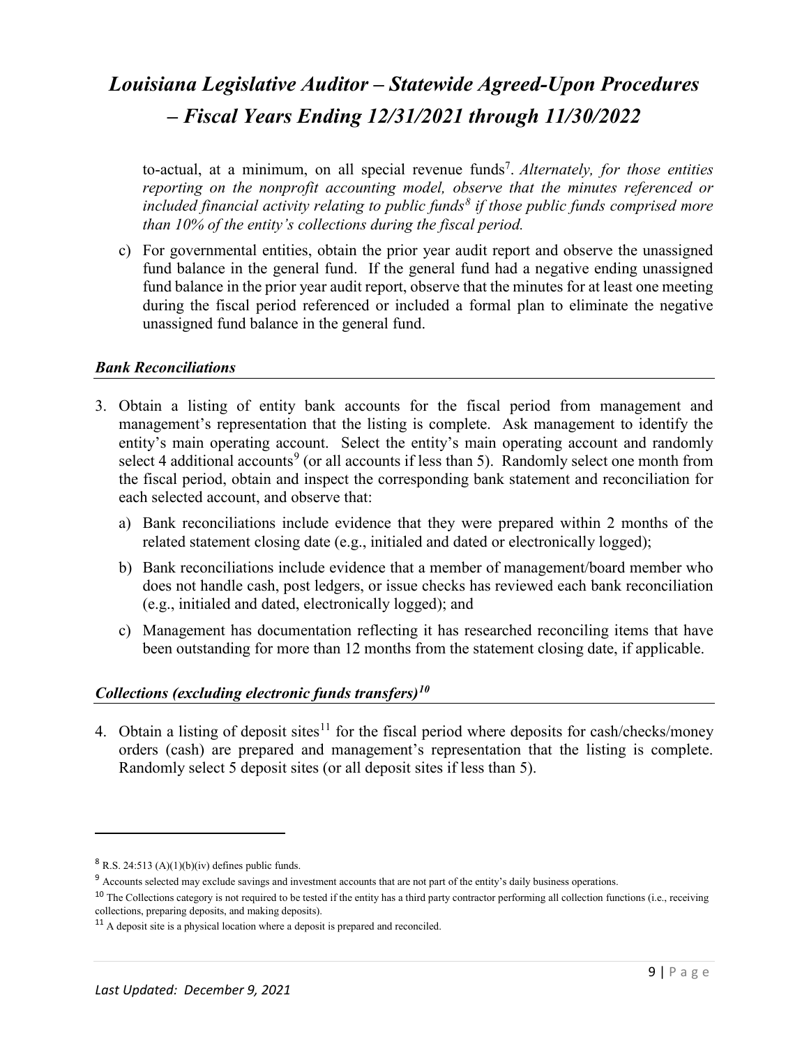to-actual, at a minimum, on all special revenue funds[7]. *Alternately, for those entities reporting on the nonprofit accounting model, observe that the minutes referenced or included financial activity relating to public funds[8] if those public funds comprised more than 10% of the entity's collections during the fiscal period.*

c) For governmental entities, obtain the prior year audit report and observe the unassigned fund balance in the general fund. If the general fund had a negative ending unassigned fund balance in the prior year audit report, observe that the minutes for at least one meeting during the fiscal period referenced or included a formal plan to eliminate the negative unassigned fund balance in the general fund.

### *Bank Reconciliations*

3. Obtain a listing of entity bank accounts for the fiscal period from management and management's representation that the listing is complete. Ask management to identify the entity's main operating account. Select the entity's main operating account and randomly select 4 additional accounts[9] (or all accounts if less than 5). Randomly select one month from the fiscal period, obtain and inspect the corresponding bank statement and reconciliation for each selected account, and observe that:

   a) Bank reconciliations include evidence that they were prepared within 2 months of the related statement closing date (e.g., initialed and dated or electronically logged);

   b) Bank reconciliations include evidence that a member of management/board member who does not handle cash, post ledgers, or issue checks has reviewed each bank reconciliation (e.g., initialed and dated, electronically logged); and

   c) Management has documentation reflecting it has researched reconciling items that have been outstanding for more than 12 months from the statement closing date, if applicable.

### *Collections (excluding electronic funds transfers)[10]*

4. Obtain a listing of deposit sites[11] for the fiscal period where deposits for cash/checks/money orders (cash) are prepared and management's representation that the listing is complete. Randomly select 5 deposit sites (or all deposit sites if less than 5).

---

[8] R.S. 24:513 (A)(1)(b)(iv) defines public funds.

[9] Accounts selected may exclude savings and investment accounts that are not part of the entity's daily business operations.

[10] The Collections category is not required to be tested if the entity has a third party contractor performing all collection functions (i.e., receiving collections, preparing deposits, and making deposits).

[11] A deposit site is a physical location where a deposit is prepared and reconciled.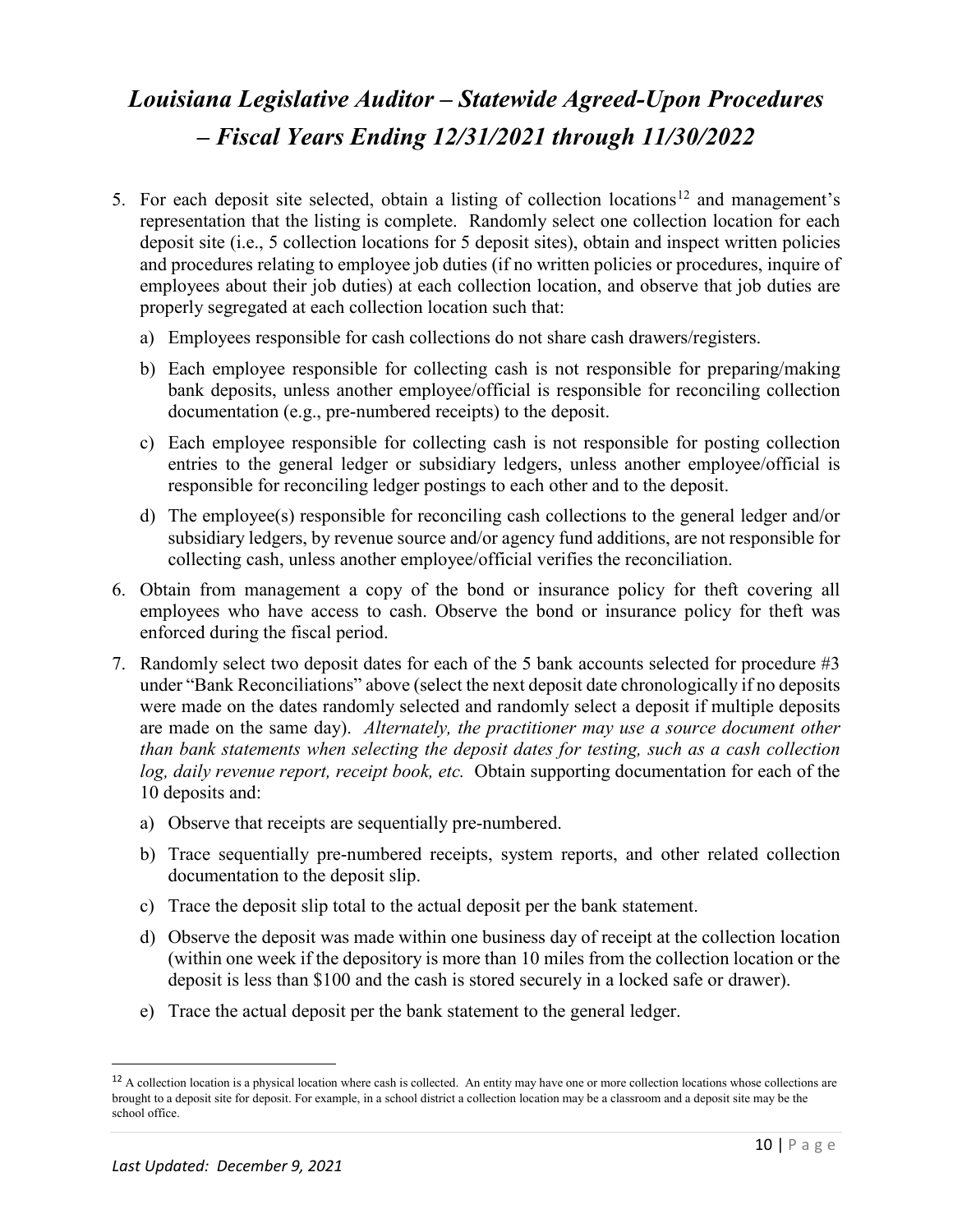5. For each deposit site selected, obtain a listing of collection locations[12] and management's representation that the listing is complete. Randomly select one collection location for each deposit site (i.e., 5 collection locations for 5 deposit sites), obtain and inspect written policies and procedures relating to employee job duties (if no written policies or procedures, inquire of employees about their job duties) at each collection location, and observe that job duties are properly segregated at each collection location such that:

   a) Employees responsible for cash collections do not share cash drawers/registers.

   b) Each employee responsible for collecting cash is not responsible for preparing/making bank deposits, unless another employee/official is responsible for reconciling collection documentation (e.g., pre-numbered receipts) to the deposit.

   c) Each employee responsible for collecting cash is not responsible for posting collection entries to the general ledger or subsidiary ledgers, unless another employee/official is responsible for reconciling ledger postings to each other and to the deposit.

   d) The employee(s) responsible for reconciling cash collections to the general ledger and/or subsidiary ledgers, by revenue source and/or agency fund additions, are not responsible for collecting cash, unless another employee/official verifies the reconciliation.

6. Obtain from management a copy of the bond or insurance policy for theft covering all employees who have access to cash. Observe the bond or insurance policy for theft was enforced during the fiscal period.

7. Randomly select two deposit dates for each of the 5 bank accounts selected for procedure #3 under "Bank Reconciliations" above (select the next deposit date chronologically if no deposits were made on the dates randomly selected and randomly select a deposit if multiple deposits are made on the same day). *Alternately, the practitioner may use a source document other than bank statements when selecting the deposit dates for testing, such as a cash collection log, daily revenue report, receipt book, etc.* Obtain supporting documentation for each of the 10 deposits and:

   a) Observe that receipts are sequentially pre-numbered.

   b) Trace sequentially pre-numbered receipts, system reports, and other related collection documentation to the deposit slip.

   c) Trace the deposit slip total to the actual deposit per the bank statement.

   d) Observe the deposit was made within one business day of receipt at the collection location (within one week if the depository is more than 10 miles from the collection location or the deposit is less than $100 and the cash is stored securely in a locked safe or drawer).

   e) Trace the actual deposit per the bank statement to the general ledger.

---

[12] A collection location is a physical location where cash is collected. An entity may have one or more collection locations whose collections are brought to a deposit site for deposit. For example, in a school district a collection location may be a classroom and a deposit site may be the school office.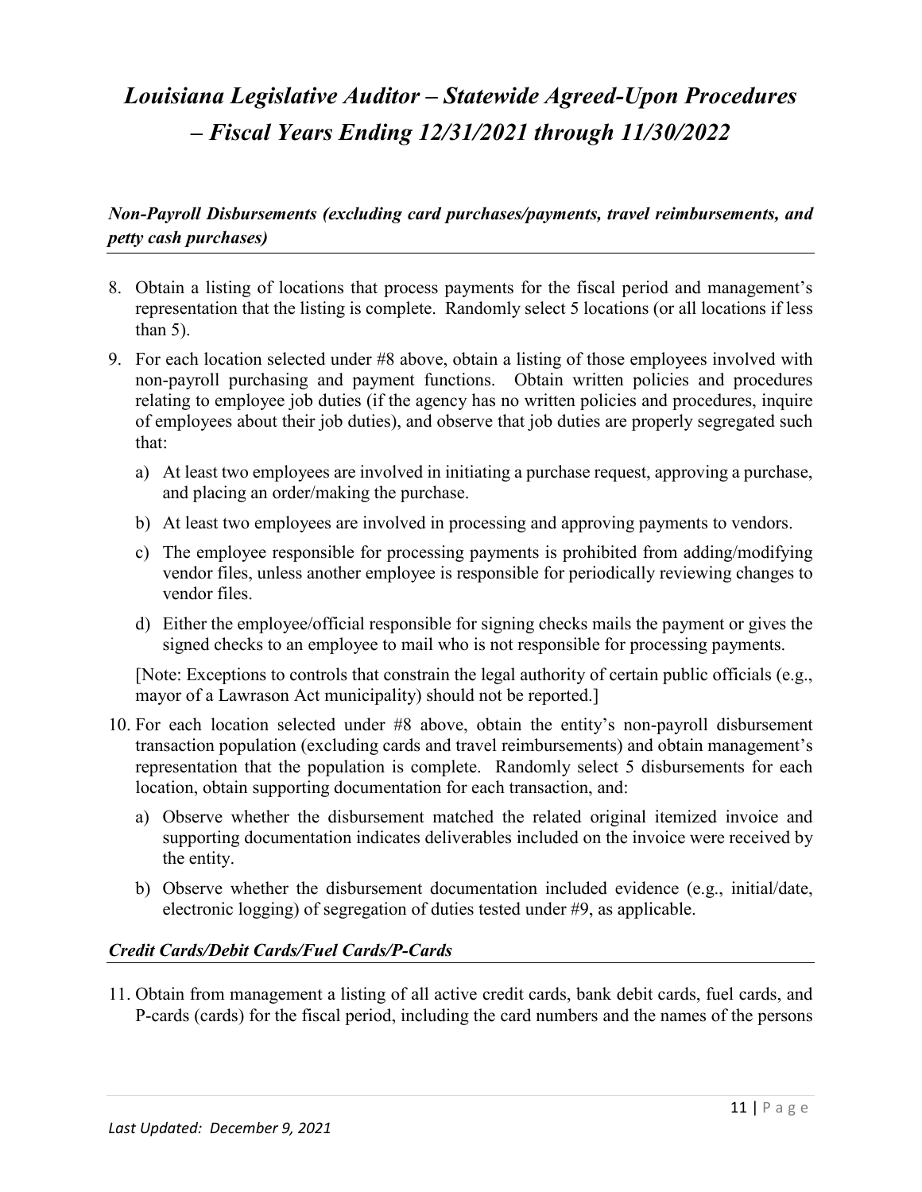*Non-Payroll Disbursements (excluding card purchases/payments, travel reimbursements, and petty cash purchases)*

8. Obtain a listing of locations that process payments for the fiscal period and management's representation that the listing is complete. Randomly select 5 locations (or all locations if less than 5).

9. For each location selected under #8 above, obtain a listing of those employees involved with non-payroll purchasing and payment functions. Obtain written policies and procedures relating to employee job duties (if the agency has no written policies and procedures, inquire of employees about their job duties), and observe that job duties are properly segregated such that:

   a) At least two employees are involved in initiating a purchase request, approving a purchase, and placing an order/making the purchase.

   b) At least two employees are involved in processing and approving payments to vendors.

   c) The employee responsible for processing payments is prohibited from adding/modifying vendor files, unless another employee is responsible for periodically reviewing changes to vendor files.

   d) Either the employee/official responsible for signing checks mails the payment or gives the signed checks to an employee to mail who is not responsible for processing payments.

   [Note: Exceptions to controls that constrain the legal authority of certain public officials (e.g., mayor of a Lawrason Act municipality) should not be reported.]

10. For each location selected under #8 above, obtain the entity's non-payroll disbursement transaction population (excluding cards and travel reimbursements) and obtain management's representation that the population is complete. Randomly select 5 disbursements for each location, obtain supporting documentation for each transaction, and:

    a) Observe whether the disbursement matched the related original itemized invoice and supporting documentation indicates deliverables included on the invoice were received by the entity.

    b) Observe whether the disbursement documentation included evidence (e.g., initial/date, electronic logging) of segregation of duties tested under #9, as applicable.

*Credit Cards/Debit Cards/Fuel Cards/P-Cards*

11. Obtain from management a listing of all active credit cards, bank debit cards, fuel cards, and P-cards (cards) for the fiscal period, including the card numbers and the names of the persons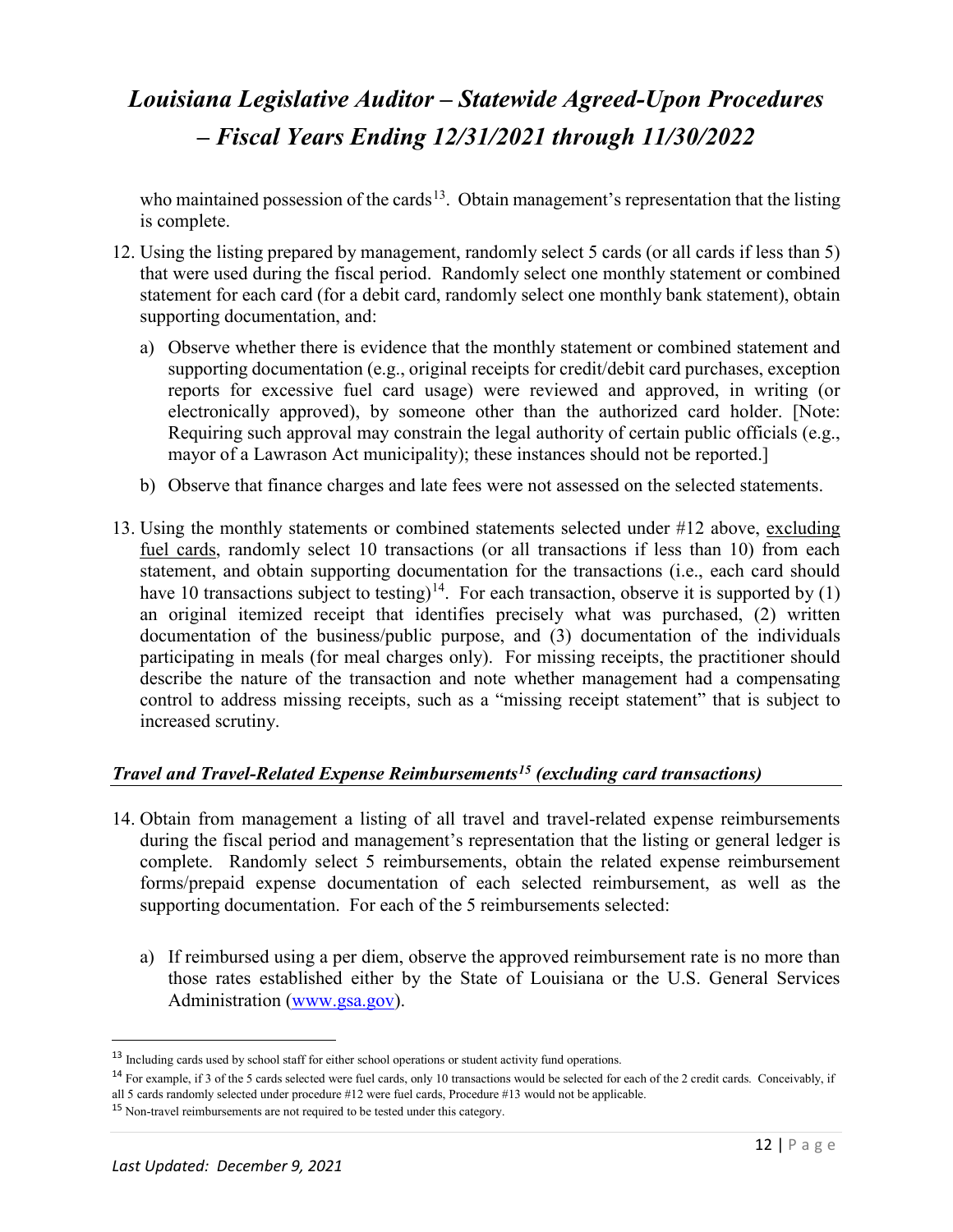who maintained possession of the cards[13]. Obtain management's representation that the listing is complete.

12. Using the listing prepared by management, randomly select 5 cards (or all cards if less than 5) that were used during the fiscal period. Randomly select one monthly statement or combined statement for each card (for a debit card, randomly select one monthly bank statement), obtain supporting documentation, and:

    a) Observe whether there is evidence that the monthly statement or combined statement and supporting documentation (e.g., original receipts for credit/debit card purchases, exception reports for excessive fuel card usage) were reviewed and approved, in writing (or electronically approved), by someone other than the authorized card holder. [Note: Requiring such approval may constrain the legal authority of certain public officials (e.g., mayor of a Lawrason Act municipality); these instances should not be reported.]

    b) Observe that finance charges and late fees were not assessed on the selected statements.

13. Using the monthly statements or combined statements selected under #12 above, <u>excluding fuel cards</u>, randomly select 10 transactions (or all transactions if less than 10) from each statement, and obtain supporting documentation for the transactions (i.e., each card should have 10 transactions subject to testing)[14]. For each transaction, observe it is supported by (1) an original itemized receipt that identifies precisely what was purchased, (2) written documentation of the business/public purpose, and (3) documentation of the individuals participating in meals (for meal charges only). For missing receipts, the practitioner should describe the nature of the transaction and note whether management had a compensating control to address missing receipts, such as a "missing receipt statement" that is subject to increased scrutiny.

### *Travel and Travel-Related Expense Reimbursements[15] (excluding card transactions)*

14. Obtain from management a listing of all travel and travel-related expense reimbursements during the fiscal period and management's representation that the listing or general ledger is complete. Randomly select 5 reimbursements, obtain the related expense reimbursement forms/prepaid expense documentation of each selected reimbursement, as well as the supporting documentation. For each of the 5 reimbursements selected:

    a) If reimbursed using a per diem, observe the approved reimbursement rate is no more than those rates established either by the State of Louisiana or the U.S. General Services Administration (www.gsa.gov).

---

[13] Including cards used by school staff for either school operations or student activity fund operations.

[14] For example, if 3 of the 5 cards selected were fuel cards, only 10 transactions would be selected for each of the 2 credit cards. Conceivably, if all 5 cards randomly selected under procedure #12 were fuel cards, Procedure #13 would not be applicable.

[15] Non-travel reimbursements are not required to be tested under this category.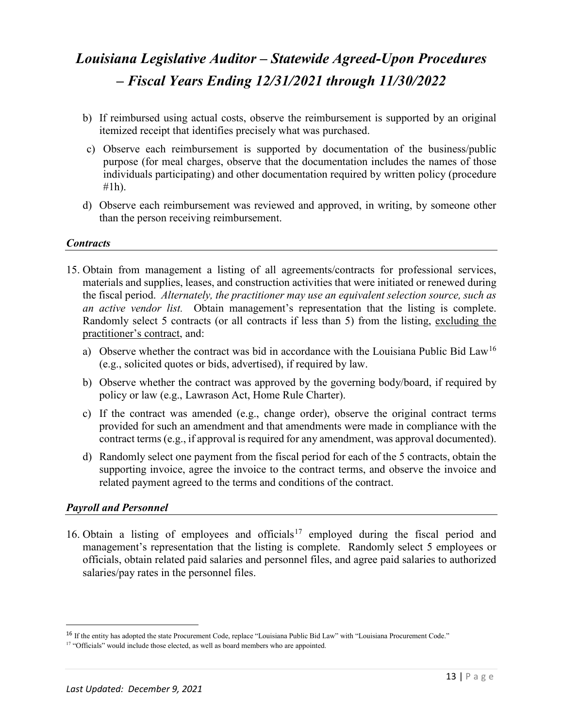b) If reimbursed using actual costs, observe the reimbursement is supported by an original itemized receipt that identifies precisely what was purchased.

c) Observe each reimbursement is supported by documentation of the business/public purpose (for meal charges, observe that the documentation includes the names of those individuals participating) and other documentation required by written policy (procedure #1h).

d) Observe each reimbursement was reviewed and approved, in writing, by someone other than the person receiving reimbursement.

### *Contracts*

15. Obtain from management a listing of all agreements/contracts for professional services, materials and supplies, leases, and construction activities that were initiated or renewed during the fiscal period. *Alternately, the practitioner may use an equivalent selection source, such as an active vendor list.* Obtain management's representation that the listing is complete. Randomly select 5 contracts (or all contracts if less than 5) from the listing, excluding the practitioner's contract, and:

    a) Observe whether the contract was bid in accordance with the Louisiana Public Bid Law[16] (e.g., solicited quotes or bids, advertised), if required by law.

    b) Observe whether the contract was approved by the governing body/board, if required by policy or law (e.g., Lawrason Act, Home Rule Charter).

    c) If the contract was amended (e.g., change order), observe the original contract terms provided for such an amendment and that amendments were made in compliance with the contract terms (e.g., if approval is required for any amendment, was approval documented).

    d) Randomly select one payment from the fiscal period for each of the 5 contracts, obtain the supporting invoice, agree the invoice to the contract terms, and observe the invoice and related payment agreed to the terms and conditions of the contract.

### *Payroll and Personnel*

16. Obtain a listing of employees and officials[17] employed during the fiscal period and management's representation that the listing is complete. Randomly select 5 employees or officials, obtain related paid salaries and personnel files, and agree paid salaries to authorized salaries/pay rates in the personnel files.

---

[16] If the entity has adopted the state Procurement Code, replace "Louisiana Public Bid Law" with "Louisiana Procurement Code."

[17] "Officials" would include those elected, as well as board members who are appointed.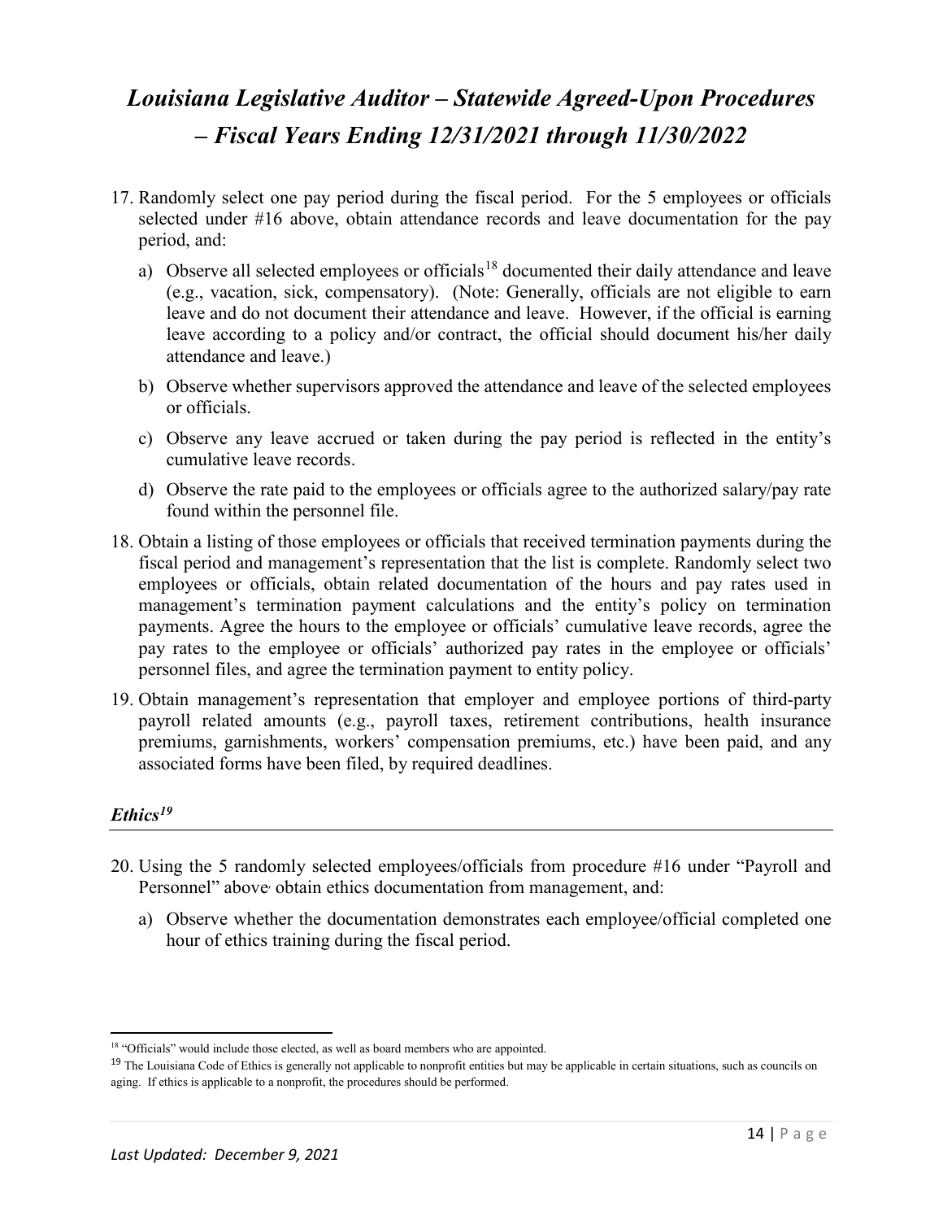17. Randomly select one pay period during the fiscal period. For the 5 employees or officials selected under #16 above, obtain attendance records and leave documentation for the pay period, and:

    a) Observe all selected employees or officials[18] documented their daily attendance and leave (e.g., vacation, sick, compensatory). (Note: Generally, officials are not eligible to earn leave and do not document their attendance and leave. However, if the official is earning leave according to a policy and/or contract, the official should document his/her daily attendance and leave.)

    b) Observe whether supervisors approved the attendance and leave of the selected employees or officials.

    c) Observe any leave accrued or taken during the pay period is reflected in the entity's cumulative leave records.

    d) Observe the rate paid to the employees or officials agree to the authorized salary/pay rate found within the personnel file.

18. Obtain a listing of those employees or officials that received termination payments during the fiscal period and management's representation that the list is complete. Randomly select two employees or officials, obtain related documentation of the hours and pay rates used in management's termination payment calculations and the entity's policy on termination payments. Agree the hours to the employee or officials' cumulative leave records, agree the pay rates to the employee or officials' authorized pay rates in the employee or officials' personnel files, and agree the termination payment to entity policy.

19. Obtain management's representation that employer and employee portions of third-party payroll related amounts (e.g., payroll taxes, retirement contributions, health insurance premiums, garnishments, workers' compensation premiums, etc.) have been paid, and any associated forms have been filed, by required deadlines.

## *Ethics[19]*

20. Using the 5 randomly selected employees/officials from procedure #16 under "Payroll and Personnel" above, obtain ethics documentation from management, and:

    a) Observe whether the documentation demonstrates each employee/official completed one hour of ethics training during the fiscal period.

---

[18] "Officials" would include those elected, as well as board members who are appointed.

[19] The Louisiana Code of Ethics is generally not applicable to nonprofit entities but may be applicable in certain situations, such as councils on aging. If ethics is applicable to a nonprofit, the procedures should be performed.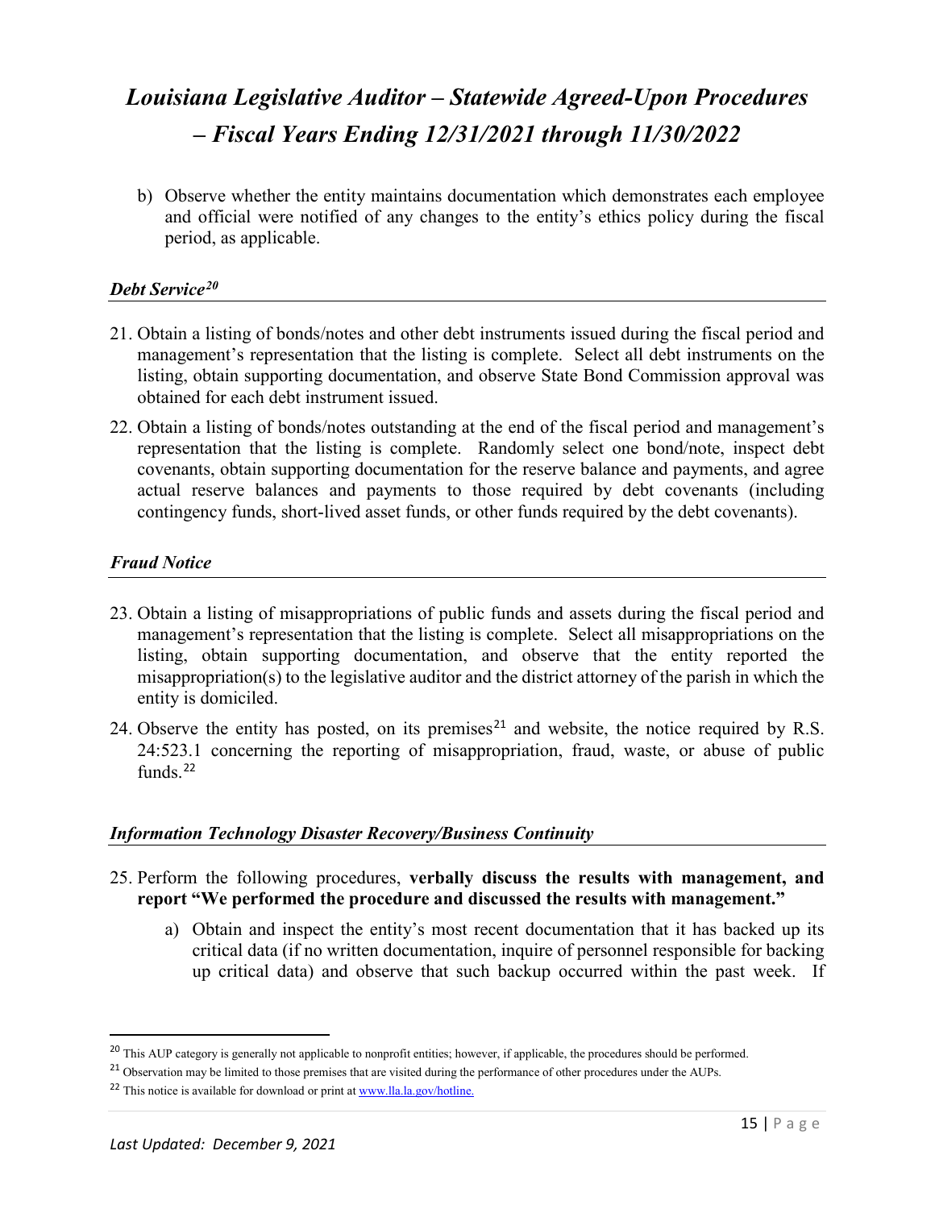b) Observe whether the entity maintains documentation which demonstrates each employee and official were notified of any changes to the entity's ethics policy during the fiscal period, as applicable.

### *Debt Service*[20]

21. Obtain a listing of bonds/notes and other debt instruments issued during the fiscal period and management's representation that the listing is complete. Select all debt instruments on the listing, obtain supporting documentation, and observe State Bond Commission approval was obtained for each debt instrument issued.

22. Obtain a listing of bonds/notes outstanding at the end of the fiscal period and management's representation that the listing is complete. Randomly select one bond/note, inspect debt covenants, obtain supporting documentation for the reserve balance and payments, and agree actual reserve balances and payments to those required by debt covenants (including contingency funds, short-lived asset funds, or other funds required by the debt covenants).

### *Fraud Notice*

23. Obtain a listing of misappropriations of public funds and assets during the fiscal period and management's representation that the listing is complete. Select all misappropriations on the listing, obtain supporting documentation, and observe that the entity reported the misappropriation(s) to the legislative auditor and the district attorney of the parish in which the entity is domiciled.

24. Observe the entity has posted, on its premises[21] and website, the notice required by R.S. 24:523.1 concerning the reporting of misappropriation, fraud, waste, or abuse of public funds.[22]

### *Information Technology Disaster Recovery/Business Continuity*

25. Perform the following procedures, **verbally discuss the results with management, and report "We performed the procedure and discussed the results with management."**

    a) Obtain and inspect the entity's most recent documentation that it has backed up its critical data (if no written documentation, inquire of personnel responsible for backing up critical data) and observe that such backup occurred within the past week. If

---

[20] This AUP category is generally not applicable to nonprofit entities; however, if applicable, the procedures should be performed.

[21] Observation may be limited to those premises that are visited during the performance of other procedures under the AUPs.

[22] This notice is available for download or print at www.lla.la.gov/hotline.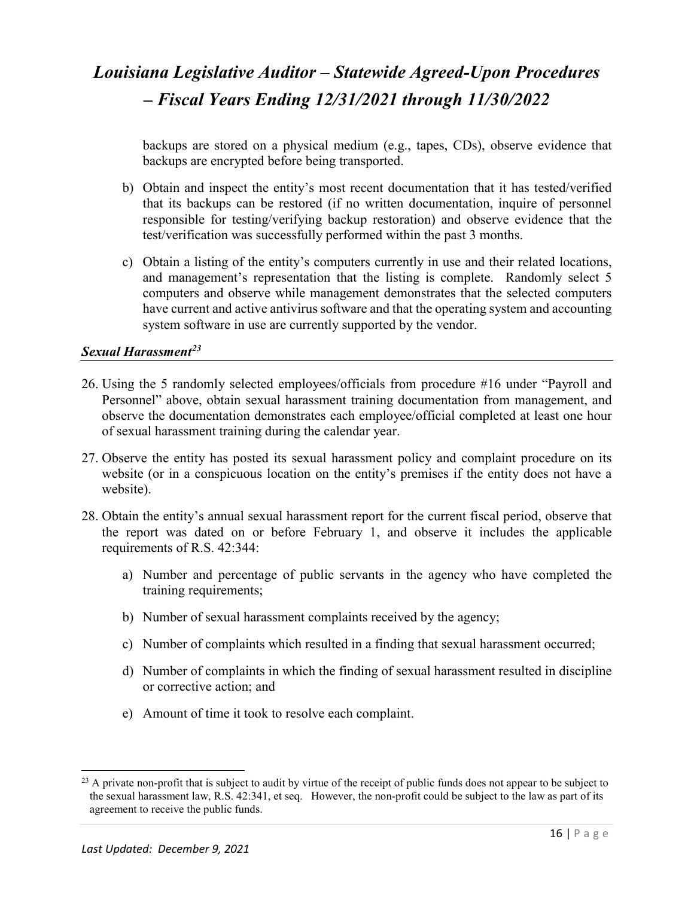backups are stored on a physical medium (e.g., tapes, CDs), observe evidence that backups are encrypted before being transported.

b) Obtain and inspect the entity's most recent documentation that it has tested/verified that its backups can be restored (if no written documentation, inquire of personnel responsible for testing/verifying backup restoration) and observe evidence that the test/verification was successfully performed within the past 3 months.

c) Obtain a listing of the entity's computers currently in use and their related locations, and management's representation that the listing is complete. Randomly select 5 computers and observe while management demonstrates that the selected computers have current and active antivirus software and that the operating system and accounting system software in use are currently supported by the vendor.

### *Sexual Harassment*[23]

26. Using the 5 randomly selected employees/officials from procedure #16 under "Payroll and Personnel" above, obtain sexual harassment training documentation from management, and observe the documentation demonstrates each employee/official completed at least one hour of sexual harassment training during the calendar year.

27. Observe the entity has posted its sexual harassment policy and complaint procedure on its website (or in a conspicuous location on the entity's premises if the entity does not have a website).

28. Obtain the entity's annual sexual harassment report for the current fiscal period, observe that the report was dated on or before February 1, and observe it includes the applicable requirements of R.S. 42:344:

    a) Number and percentage of public servants in the agency who have completed the training requirements;

    b) Number of sexual harassment complaints received by the agency;

    c) Number of complaints which resulted in a finding that sexual harassment occurred;

    d) Number of complaints in which the finding of sexual harassment resulted in discipline or corrective action; and

    e) Amount of time it took to resolve each complaint.

[23] A private non-profit that is subject to audit by virtue of the receipt of public funds does not appear to be subject to the sexual harassment law, R.S. 42:341, et seq. However, the non-profit could be subject to the law as part of its agreement to receive the public funds.